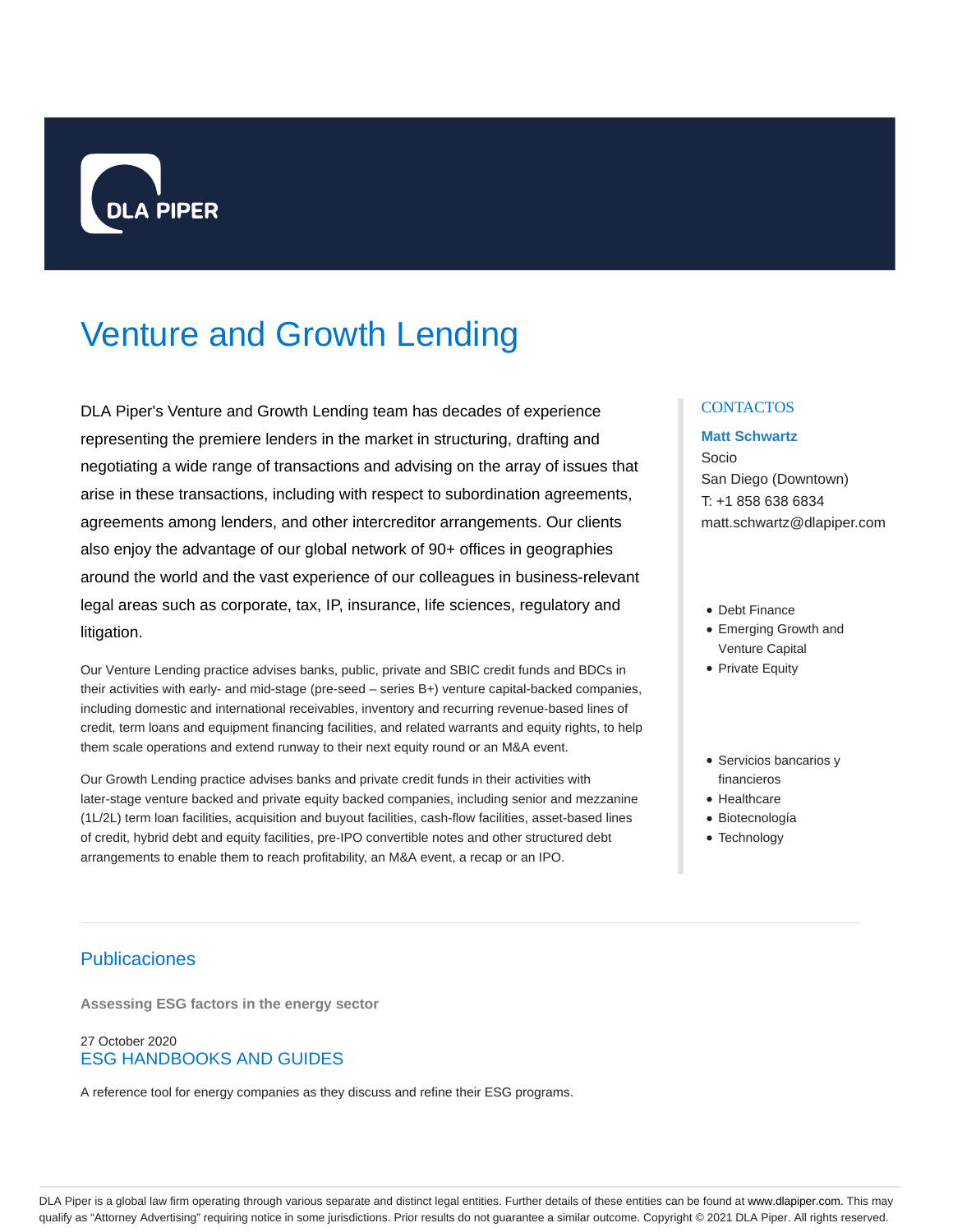DLA PIPER

# Venture and Growth Lending

DLA Piper's Venture and Growth Lending team has decades of experience representing the premiere lenders in the market in structuring, drafting and negotiating a wide range of transactions and advising on the array of issues that arise in these transactions, including with respect to subordination agreements, agreements among lenders, and other intercreditor arrangements. Our clients also enjoy the advantage of our global network of 90+ offices in geographies around the world and the vast experience of our colleagues in business-relevant legal areas such as corporate, tax, IP, insurance, life sciences, regulatory and litigation.

Our Venture Lending practice advises banks, public, private and SBIC credit funds and BDCs in their activities with early- and mid-stage (pre-seed – series B+) venture capital-backed companies, including domestic and international receivables, inventory and recurring revenue-based lines of credit, term loans and equipment financing facilities, and related warrants and equity rights, to help them scale operations and extend runway to their next equity round or an M&A event.

Our Growth Lending practice advises banks and private credit funds in their activities with later-stage venture backed and private equity backed companies, including senior and mezzanine (1L/2L) term loan facilities, acquisition and buyout facilities, cash-flow facilities, asset-based lines of credit, hybrid debt and equity facilities, pre-IPO convertible notes and other structured debt arrangements to enable them to reach profitability, an M&A event, a recap or an IPO.

## CONTACTOS

**Matt Schwartz**
Socio
San Diego (Downtown)
T: +1 858 638 6834
matt.schwartz@dlapiper.com

- Debt Finance
- Emerging Growth and Venture Capital
- Private Equity

- Servicios bancarios y financieros
- Healthcare
- Biotecnología
- Technology

## Publicaciones

**Assessing ESG factors in the energy sector**

27 October 2020
ESG HANDBOOKS AND GUIDES

A reference tool for energy companies as they discuss and refine their ESG programs.

DLA Piper is a global law firm operating through various separate and distinct legal entities. Further details of these entities can be found at www.dlapiper.com. This may qualify as "Attorney Advertising" requiring notice in some jurisdictions. Prior results do not guarantee a similar outcome. Copyright © 2021 DLA Piper. All rights reserved.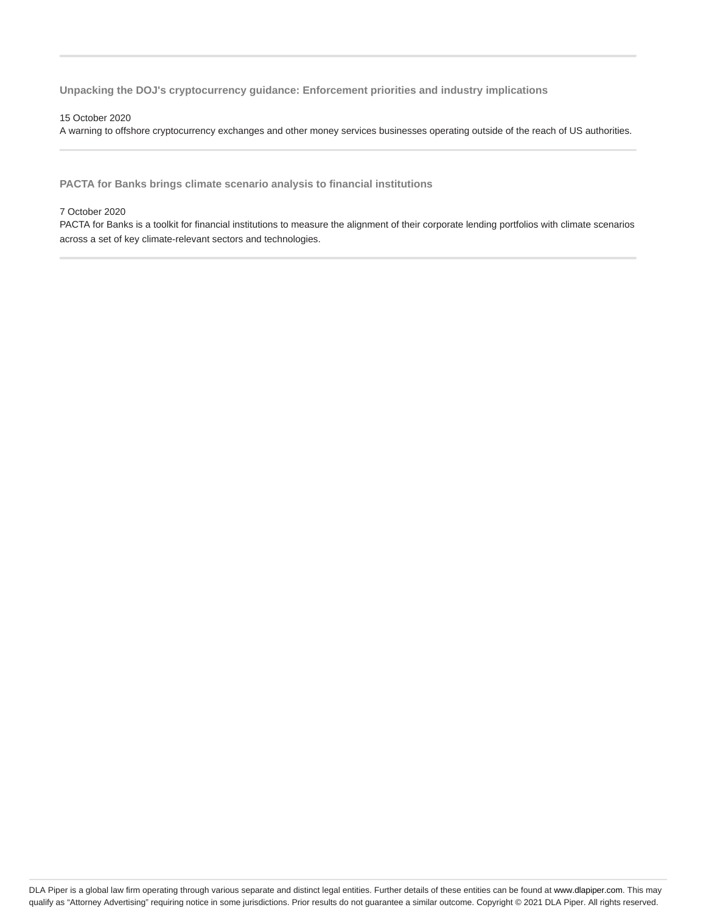**Unpacking the DOJ's cryptocurrency guidance: Enforcement priorities and industry implications**

15 October 2020

A warning to offshore cryptocurrency exchanges and other money services businesses operating outside of the reach of US authorities.

---

**PACTA for Banks brings climate scenario analysis to financial institutions**

7 October 2020

PACTA for Banks is a toolkit for financial institutions to measure the alignment of their corporate lending portfolios with climate scenarios across a set of key climate-relevant sectors and technologies.

---

DLA Piper is a global law firm operating through various separate and distinct legal entities. Further details of these entities can be found at www.dlapiper.com. This may qualify as "Attorney Advertising" requiring notice in some jurisdictions. Prior results do not guarantee a similar outcome. Copyright © 2021 DLA Piper. All rights reserved.